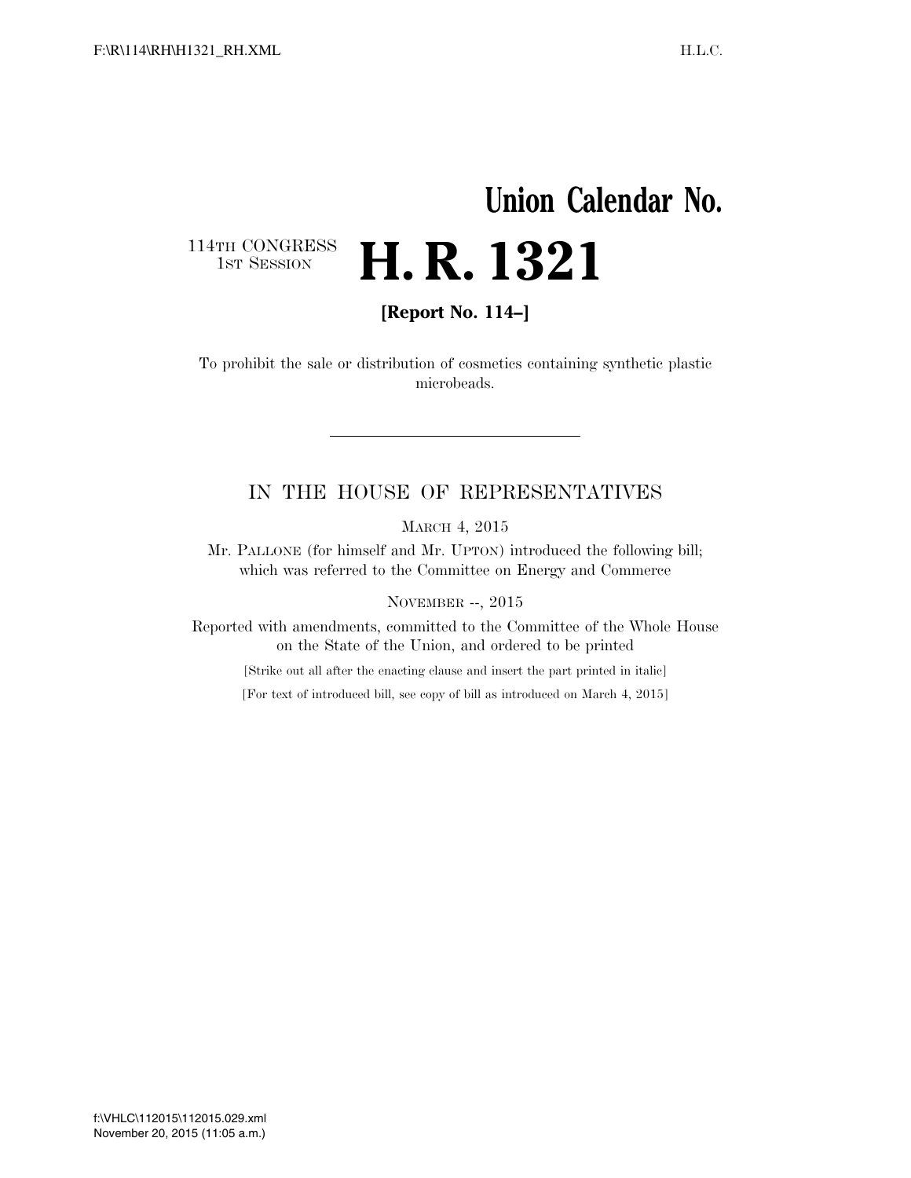# Union Calendar No.

114TH CONGRESS
1ST SESSION

# H. R. 1321

**[Report No. 114–]**

To prohibit the sale or distribution of cosmetics containing synthetic plastic microbeads.

---

IN THE HOUSE OF REPRESENTATIVES

MARCH 4, 2015

Mr. PALLONE (for himself and Mr. UPTON) introduced the following bill; which was referred to the Committee on Energy and Commerce

NOVEMBER --, 2015

Reported with amendments, committed to the Committee of the Whole House on the State of the Union, and ordered to be printed

[Strike out all after the enacting clause and insert the part printed in italic]

[For text of introduced bill, see copy of bill as introduced on March 4, 2015]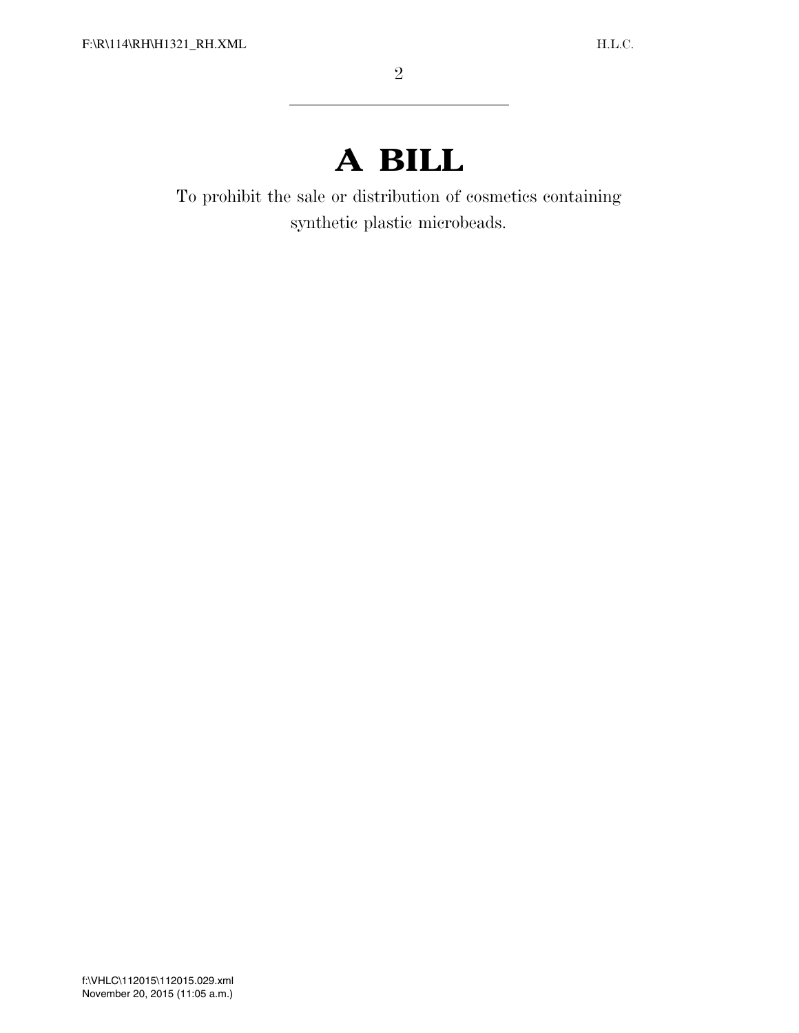# A BILL

To prohibit the sale or distribution of cosmetics containing synthetic plastic microbeads.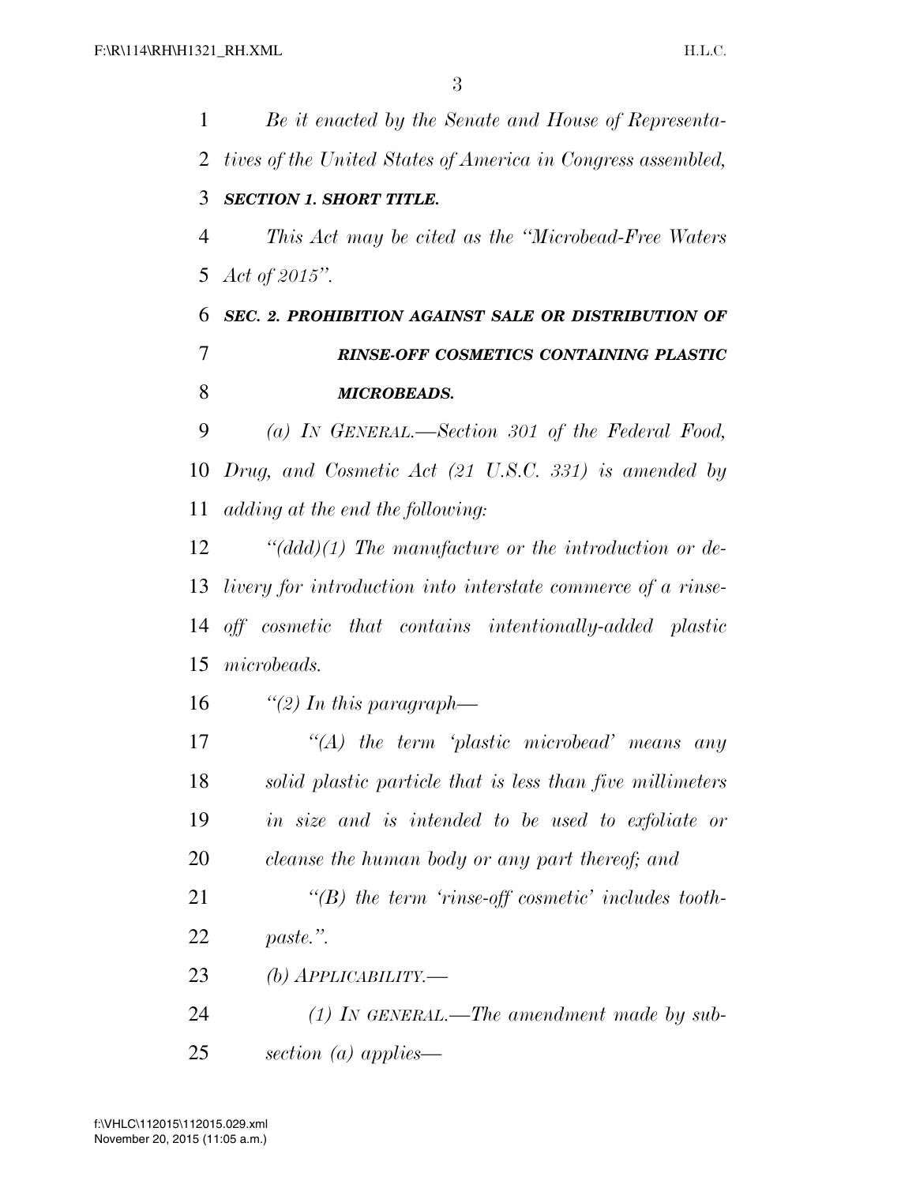*Be it enacted by the Senate and House of Representatives of the United States of America in Congress assembled,*

***SECTION 1. SHORT TITLE.***

*This Act may be cited as the "Microbead-Free Waters Act of 2015".*

***SEC. 2. PROHIBITION AGAINST SALE OR DISTRIBUTION OF RINSE-OFF COSMETICS CONTAINING PLASTIC MICROBEADS.***

*(a) IN GENERAL.—Section 301 of the Federal Food, Drug, and Cosmetic Act (21 U.S.C. 331) is amended by adding at the end the following:*

*"(ddd)(1) The manufacture or the introduction or delivery for introduction into interstate commerce of a rinse-off cosmetic that contains intentionally-added plastic microbeads.*

*"(2) In this paragraph—*

*"(A) the term 'plastic microbead' means any solid plastic particle that is less than five millimeters in size and is intended to be used to exfoliate or cleanse the human body or any part thereof; and*

*"(B) the term 'rinse-off cosmetic' includes toothpaste.".*

*(b) APPLICABILITY.—*

*(1) IN GENERAL.—The amendment made by subsection (a) applies—*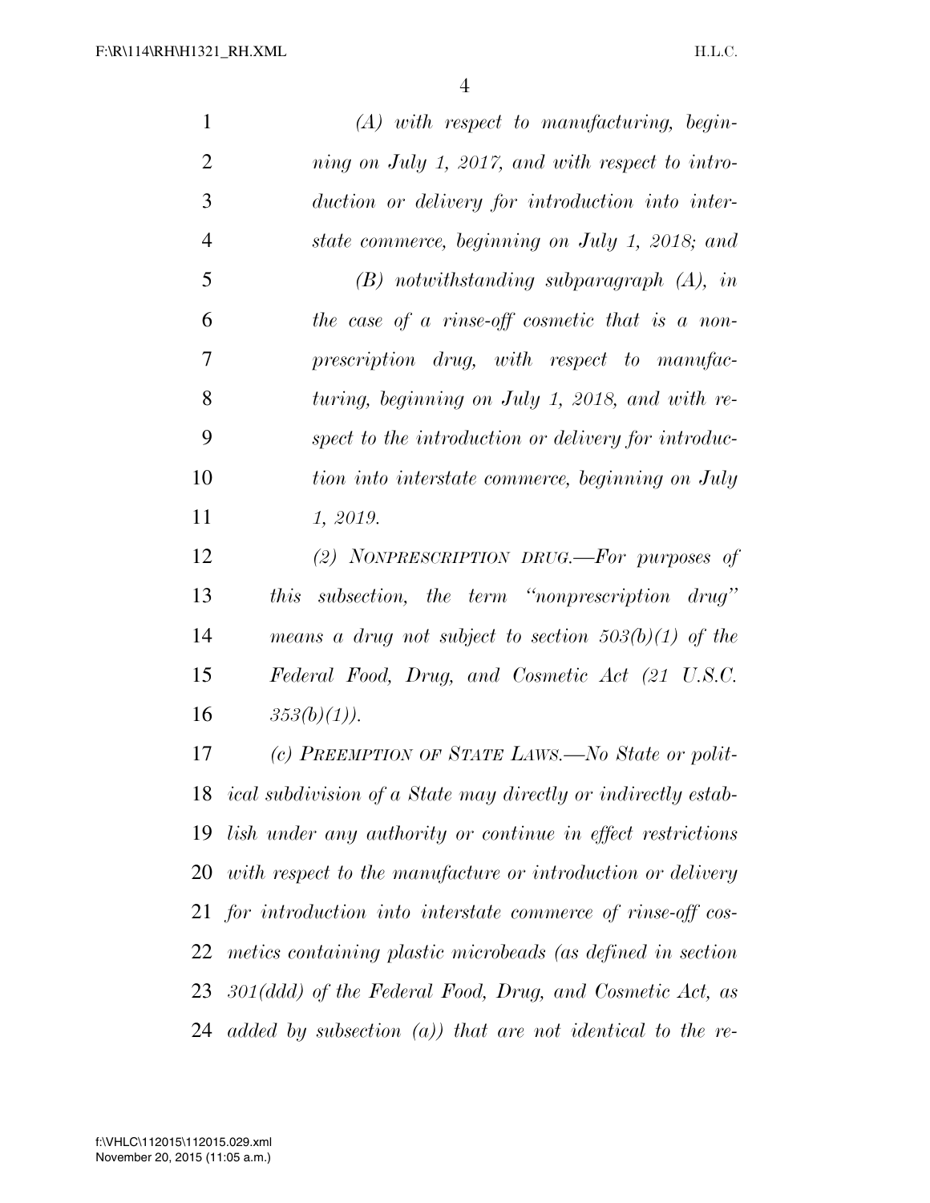*(A) with respect to manufacturing, beginning on July 1, 2017, and with respect to introduction or delivery for introduction into interstate commerce, beginning on July 1, 2018; and*

*(B) notwithstanding subparagraph (A), in the case of a rinse-off cosmetic that is a nonprescription drug, with respect to manufacturing, beginning on July 1, 2018, and with respect to the introduction or delivery for introduction into interstate commerce, beginning on July 1, 2019.*

*(2) NONPRESCRIPTION DRUG.—For purposes of this subsection, the term "nonprescription drug" means a drug not subject to section 503(b)(1) of the Federal Food, Drug, and Cosmetic Act (21 U.S.C. 353(b)(1)).*

*(c) PREEMPTION OF STATE LAWS.—No State or political subdivision of a State may directly or indirectly establish under any authority or continue in effect restrictions with respect to the manufacture or introduction or delivery for introduction into interstate commerce of rinse-off cosmetics containing plastic microbeads (as defined in section 301(ddd) of the Federal Food, Drug, and Cosmetic Act, as added by subsection (a)) that are not identical to the re-*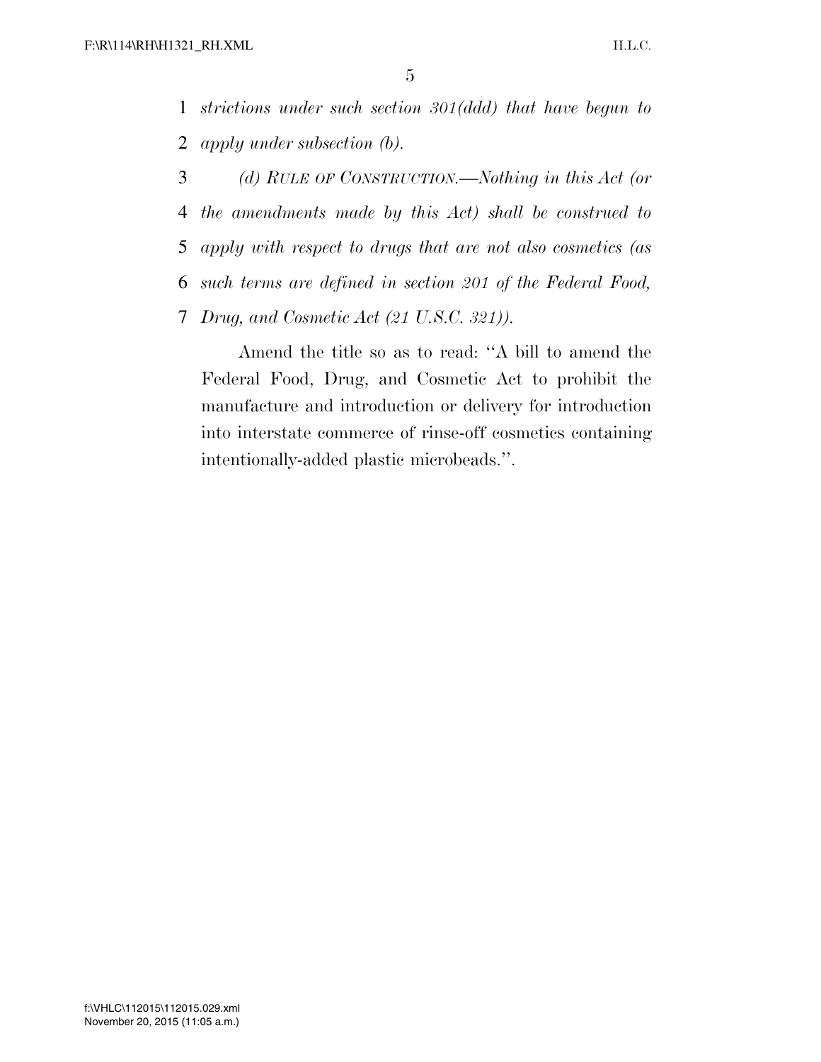*strictions under such section 301(ddd) that have begun to apply under subsection (b).*

*(d) RULE OF CONSTRUCTION.—Nothing in this Act (or the amendments made by this Act) shall be construed to apply with respect to drugs that are not also cosmetics (as such terms are defined in section 201 of the Federal Food, Drug, and Cosmetic Act (21 U.S.C. 321)).*

Amend the title so as to read: ''A bill to amend the Federal Food, Drug, and Cosmetic Act to prohibit the manufacture and introduction or delivery for introduction into interstate commerce of rinse-off cosmetics containing intentionally-added plastic microbeads.''.